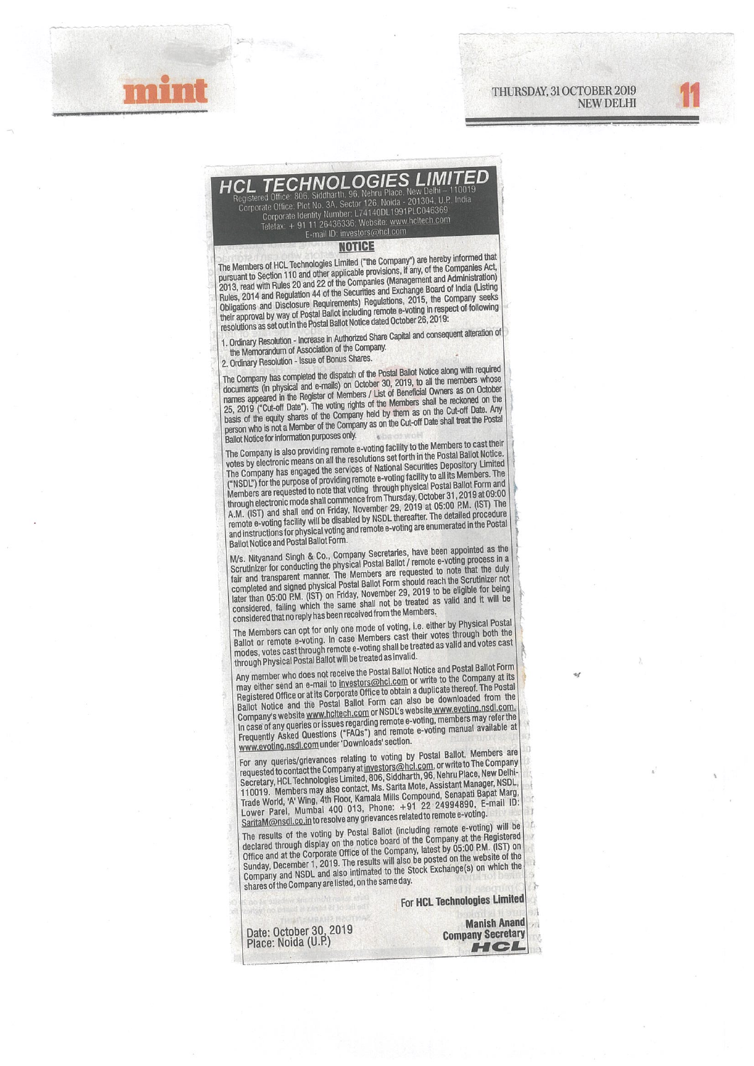# HCL TECHNOLOGIES LIMITED

Registered Office: 806, Siddharth, 96, Nehru Place, New Delhi – 110019
Corporate Office: Plot No. 3A, Sector 126, Noida - 201304, U.P. India
Corporate Identity Number: L74140DL1991PLC046369
Telefax: + 91 11 26436336; Website: www.hcltech.com
E-mail ID: investors@hcl.com

## NOTICE

The Members of HCL Technologies Limited ("the Company") are hereby informed that pursuant to Section 110 and other applicable provisions, if any, of the Companies Act, 2013, read with Rules 20 and 22 of the Companies (Management and Administration) Rules, 2014 and Regulation 44 of the Securities and Exchange Board of India (Listing Obligations and Disclosure Requirements) Regulations, 2015, the Company seeks their approval by way of Postal Ballot including remote e-voting in respect of following resolutions as set out in the Postal Ballot Notice dated October 26, 2019:

1. Ordinary Resolution - Increase in Authorized Share Capital and consequent alteration of the Memorandum of Association of the Company.
2. Ordinary Resolution - Issue of Bonus Shares.

The Company has completed the dispatch of the Postal Ballot Notice along with required documents (in physical and e-mails) on October 30, 2019, to all the members whose names appeared in the Register of Members / List of Beneficial Owners as on October 25, 2019 ("Cut-off Date"). The voting rights of the Members shall be reckoned on the basis of the equity shares of the Company held by them as on the Cut-off Date. Any person who is not a Member of the Company as on the Cut-off Date shall treat the Postal Ballot Notice for information purposes only.

The Company is also providing remote e-voting facility to the Members to cast their votes by electronic means on all the resolutions set forth in the Postal Ballot Notice. The Company has engaged the services of National Securities Depository Limited ("NSDL") for the purpose of providing remote e-voting facility to all its Members. The Members are requested to note that voting through physical Postal Ballot Form and through electronic mode shall commence from Thursday, October 31, 2019 at 09:00 A.M. (IST) and shall end on Friday, November 29, 2019 at 05:00 P.M. (IST) The remote e-voting facility will be disabled by NSDL thereafter. The detailed procedure and instructions for physical voting and remote e-voting are enumerated in the Postal Ballot Notice and Postal Ballot Form.

M/s. Nityanand Singh & Co., Company Secretaries, have been appointed as the Scrutinizer for conducting the physical Postal Ballot / remote e-voting process in a fair and transparent manner. The Members are requested to note that the duly completed and signed physical Postal Ballot Form should reach the Scrutinizer not later than 05:00 P.M. (IST) on Friday, November 29, 2019 to be eligible for being considered, failing which the same shall not be treated as valid and it will be considered that no reply has been received from the Members.

The Members can opt for only one mode of voting, i.e. either by Physical Postal Ballot or remote e-voting. In case Members cast their votes through both the modes, votes cast through remote e-voting shall be treated as valid and votes cast through Physical Postal Ballot will be treated as invalid.

Any member who does not receive the Postal Ballot Notice and Postal Ballot Form may either send an e-mail to investors@hcl.com or write to the Company at its Registered Office or at its Corporate Office to obtain a duplicate thereof. The Postal Ballot Notice and the Postal Ballot Form can also be downloaded from the Company's website www.hcltech.com or NSDL's website www.evoting.nsdl.com. In case of any queries or issues regarding remote e-voting, members may refer the Frequently Asked Questions ("FAQs") and remote e-voting manual available at www.evoting.nsdl.com under 'Downloads' section.

For any queries/grievances relating to voting by Postal Ballot, Members are requested to contact the Company at investors@hcl.com, or write to The Company Secretary, HCL Technologies Limited, 806, Siddharth, 96, Nehru Place, New Delhi-110019. Members may also contact, Ms. Sarita Mote, Assistant Manager, NSDL, Trade World, 'A' Wing, 4th Floor, Kamala Mills Compound, Senapati Bapat Marg, Lower Parel, Mumbai 400 013, Phone: +91 22 24994890, E-mail ID: SaritaM@nsdl.co.in to resolve any grievances related to remote e-voting.

The results of the voting by Postal Ballot (including remote e-voting) will be declared through display on the notice board of the Company at the Registered Office and at the Corporate Office of the Company, latest by 05:00 P.M. (IST) on Sunday, December 1, 2019. The results will also be posted on the website of the Company and NSDL and also intimated to the Stock Exchange(s) on which the shares of the Company are listed, on the same day.

For **HCL Technologies Limited**

Date: October 30, 2019
Place: Noida (U.P.)

**Manish Anand**
**Company Secretary**

**HCL**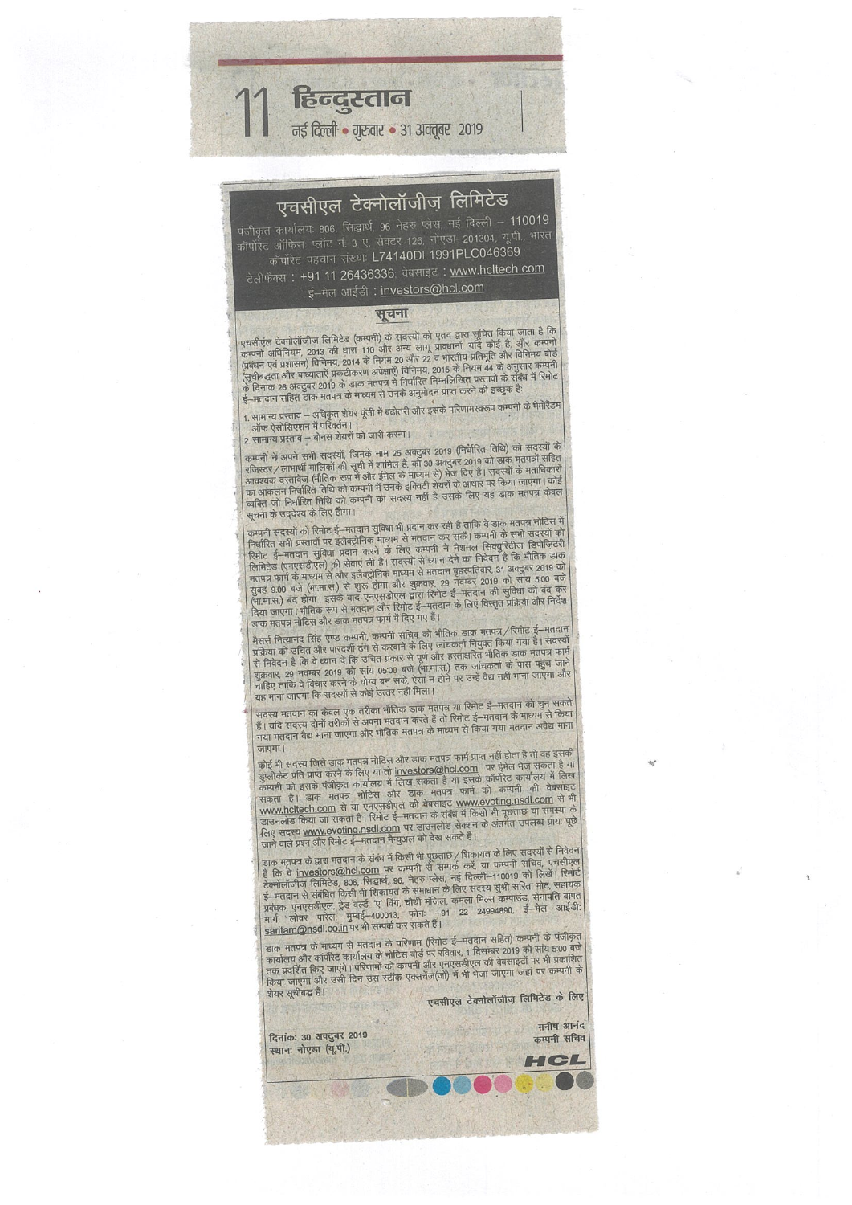11 हिन्दुस्तान
नई दिल्ली • गुरुवार • 31 अक्तूबर 2019

# एचसीएल टेक्नोलॉजीज़ लिमिटेड

पंजीकृत कार्यालयः 806, सिद्धार्थ, 96 नेहरू प्लेस, नई दिल्ली – 110019
कॉर्पोरेट ऑफिसः प्लॉट नं. 3 ए, सेक्टर 126, नोएडा–201304, यू.पी., भारत
कॉर्पोरेट पहचान संख्याः L74140DL1991PLC046369
टेलीफैक्स : +91 11 26436336, वेबसाइट : www.hcltech.com
ई–मेल आईडी : investors@hcl.com

## सूचना

एचसीएल टेक्नोलॉजीज़ लिमिटेड (कम्पनी) के सदस्यों को एतद द्वारा सूचित किया जाता है कि कम्पनी अधिनियम, 2013 की धारा 110 और अन्य लागू प्रावधानों, यदि कोई है, और कम्पनी (प्रबंधन एवं प्रशासन) विनियम, 2014 के नियम 20 और 22 व भारतीय प्रतिभूति और विनिमय बोर्ड (सूचीबद्धता और बाध्यताएं प्रकटीकरण अपेक्षाएं) विनियम, 2015 के नियम 44 के अनुसार कम्पनी के दिनांक 26 अक्टूबर 2019 के डाक मतपत्र में निर्धारित निम्नलिखित प्रस्तावों के संबंध में रिमोट ई–मतदान सहित डाक मतपत्र के माध्यम से उनके अनुमोदन प्राप्त करने की इच्छुक है:

1. सामान्य प्रस्ताव – अधिकृत शेयर पूंजी में बढ़ोतरी और इसके परिणामस्वरूप कम्पनी के मेमोरेंडम ऑफ ऐसोसिएशन में परिवर्तन।
2. सामान्य प्रस्ताव – बोनस शेयरों को जारी करना।

कम्पनी ने अपने सभी सदस्यों, जिनके नाम 25 अक्टूबर 2019 (निर्धारित तिथि) को सदस्यों के रजिस्टर/लाभार्थी मालिकों की सूची में शामिल हैं, को 30 अक्टूबर 2019 को डाक मतपत्रों सहित आवश्यक दस्तावेज (भौतिक रूप में और ईमेल के माध्यम से) भेज दिए हैं। सदस्यों के मताधिकारों का आंकलन निर्धारित तिथि को कम्पनी में उनके इक्विटी शेयरों के आधार पर किया जाएगा। कोई व्यक्ति जो निर्धारित तिथि को कम्पनी का सदस्य नहीं है उसके लिए यह डाक मतपत्र केवल सूचना के उद्देश्य के लिए होगा।

कम्पनी सदस्यों को रिमोट ई–मतदान सुविधा भी प्रदान कर रही है ताकि वे डाक मतपत्र नोटिस में निर्धारित सभी प्रस्तावों पर इलैक्ट्रॉनिक माध्यम से मतदान कर सकें। कम्पनी के सभी सदस्यों को रिमोट ई–मतदान सुविधा प्रदान करने के लिए कम्पनी ने नैशनल सिक्युरिटीज डिपोज़िटरी लिमिटेड (एनएसडीएल) की सेवाएं ली हैं। सदस्यों से ध्यान देने का निवेदन है कि भौतिक डाक मतपत्र फार्म के माध्यम से और इलैक्ट्रॉनिक माध्यम से मतदान बृहस्पतिवार, 31 अक्टूबर 2019 को सुबह 9.00 बजे (भा.मा.स.) से शुरू होगा और शुक्रवार, 29 नवम्बर 2019 को सांय 5:00 बजे (भा.मा.स.) बंद होगा। इसके बाद एनएसडीएल द्वारा रिमोट ई–मतदान की सुविधा को बंद कर दिया जाएगा। भौतिक रूप से मतदान और रिमोट ई–मतदान के लिए विस्तृत प्रक्रिया और निर्देश डाक मतपत्र नोटिस और डाक मतपत्र फार्म में दिए गए हैं।

मैसर्स नित्यानंद सिंह एण्ड कम्पनी, कम्पनी सचिव को भौतिक डाक मतपत्र/रिमोट ई–मतदान प्रक्रिया को उचित और पारदर्शी ढंग से करवाने के लिए जांचकर्ता नियुक्त किया गया है। सदस्यों से निवेदन है कि वे ध्यान दें कि उचित प्रकार से पूर्ण और हस्ताक्षरित भौतिक डाक मतपत्र फार्म शुक्रवार, 29 नवम्बर 2019 को सांय 05:00 बजे (भा.मा.स.) तक जांचकर्ता के पास पहुंच जाने चाहिए ताकि वे विचार करने के योग्य बन सकें, ऐसा न होने पर उन्हें वैध नहीं माना जाएगा और यह माना जाएगा कि सदस्यों से कोई उत्तर नहीं मिला।

सदस्य मतदान का केवल एक तरीका भौतिक डाक मतपत्र या रिमोट ई–मतदान को चुन सकते हैं। यदि सदस्य दोनों तरीकों से अपना मतदान करते हैं तो रिमोट ई–मतदान के माध्यम से किया गया मतदान वैध माना जाएगा और भौतिक मतपत्र के माध्यम से किया गया मतदान अवैध माना जाएगा।

कोई भी सदस्य जिसे डाक मतपत्र नोटिस और डाक मतपत्र फार्म प्राप्त नहीं होता है तो वह इसकी डुप्लीकेट प्रति प्राप्त करने के लिए या तो investors@hcl.com पर ईमेल भेज सकता है या कम्पनी को इसके पंजीकृत कार्यालय में लिख सकता है या इसके कॉर्पोरेट कार्यालय में लिख सकता है। डाक मतपत्र नोटिस और डाक मतपत्र फार्म को कम्पनी की वेबसाइट www.hcltech.com से या एनएसडीएल की वेबसाइट www.evoting.nsdl.com से भी डाउनलोड किया जा सकता है। रिमोट ई–मतदान के संबंध में किसी भी पूछताछ या समस्या के लिए सदस्य www.evoting.nsdl.com पर डाउनलोड सेक्शन के अंतर्गत उपलब्ध प्रायः पूछे जाने वाले प्रश्न और रिमोट ई–मतदान मैन्युअल को देख सकते हैं।

डाक मतपत्र के द्वारा मतदान के संबंध में किसी भी पूछताछ/शिकायत के लिए सदस्यों से निवेदन है कि वे investors@hcl.com पर कम्पनी से सम्पर्क करें, या कम्पनी सचिव, एचसीएल टेक्नोलॉजीज़ लिमिटेड, 806, सिद्धार्थ, 96, नेहरू प्लेस, नई दिल्ली–110019 को लिखें। रिमोट ई–मतदान से संबंधित किसी भी शिकायत के समाधान के लिए सदस्य सुश्री सरिता मोटे, सहायक प्रबंधक, एनएसडीएल, ट्रेड वर्ल्ड, 'ए' विंग, चौथी मंज़िल, कमला मिल्स कम्पाउंड, सेनापति बापत मार्ग, लोवर परेल, मुम्बई–400013, फोनः +91 22 24994890, ई–मेल आईडीः saritam@nsdl.co.in पर भी सम्पर्क कर सकते हैं।

डाक मतपत्र के माध्यम से मतदान के परिणाम (रिमोट ई–मतदान सहित) कम्पनी के पंजीकृत कार्यालय और कॉर्पोरेट कार्यालय के नोटिस बोर्ड पर रविवार, 1 दिसम्बर 2019 को सांय 5:00 बजे तक प्रदर्शित किए जाएंगे। परिणामों को कम्पनी और एनएसडीएल की वेबसाइटों पर भी प्रकाशित किया जाएगा और उसी दिन उस स्टॉक एक्सचेंज(जों) में भी भेजा जाएगा जहां पर कम्पनी के शेयर सूचीबद्ध हैं।

एचसीएल टेक्नोलॉजीज़ लिमिटेड के लिए

दिनांकः 30 अक्टूबर 2019
स्थानः नोएडा (यू.पी.)

मनीष आनंद
कम्पनी सचिव

HCL